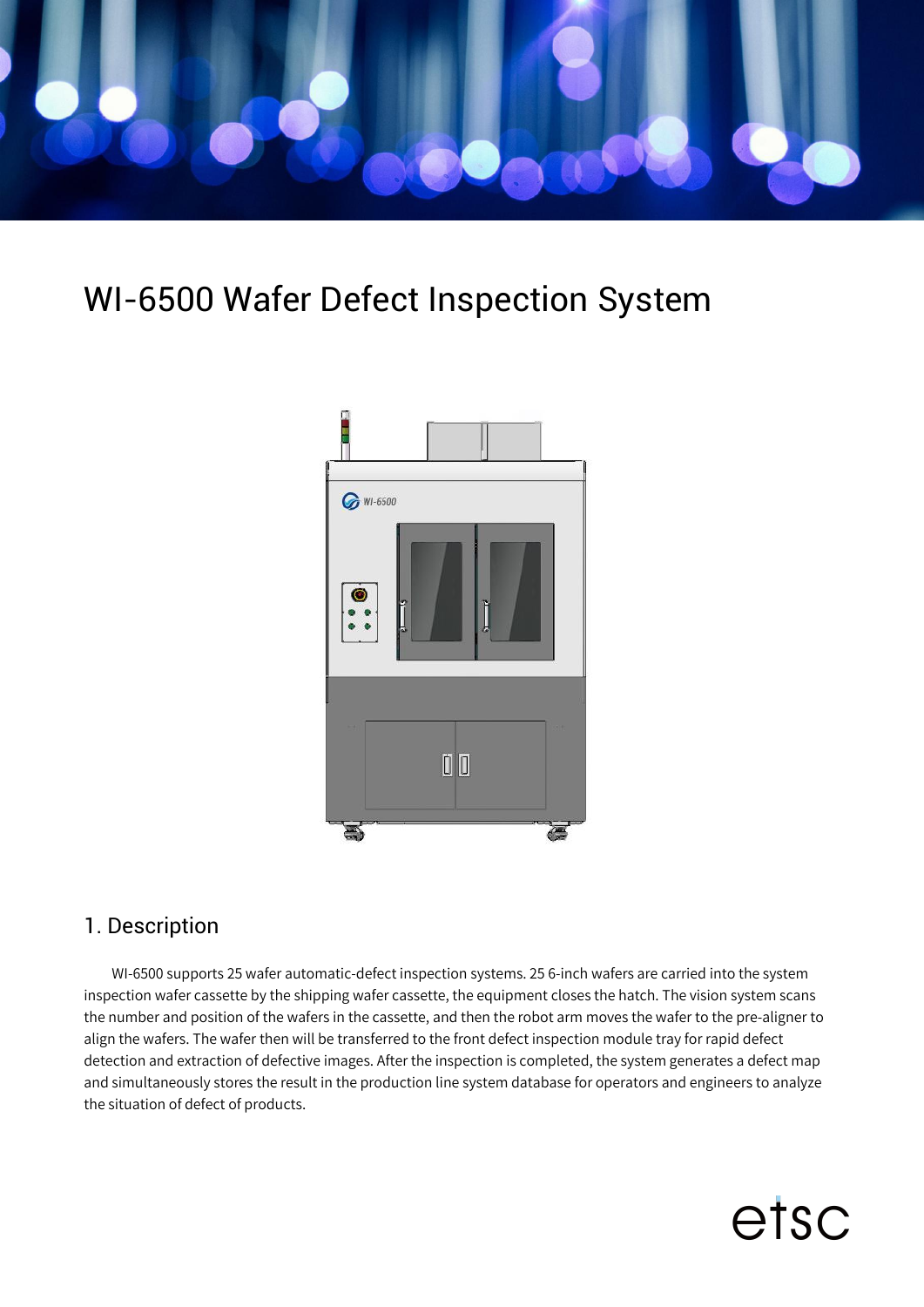# WI-6500 Wafer Defect Inspection System

## 1. Description

WI-6500 supports 25 wafer automatic-defect inspection systems. 25 6-inch wafers are carried into the system inspection wafer cassette by the shipping wafer cassette, the equipment closes the hatch. The vision system scans the number and position of the wafers in the cassette, and then the robot arm moves the wafer to the pre-aligner to align the wafers. The wafer then will be transferred to the front defect inspection module tray for rapid defect detection and extraction of defective images. After the inspection is completed, the system generates a defect map and simultaneously stores the result in the production line system database for operators and engineers to analyze the situation of defect of products.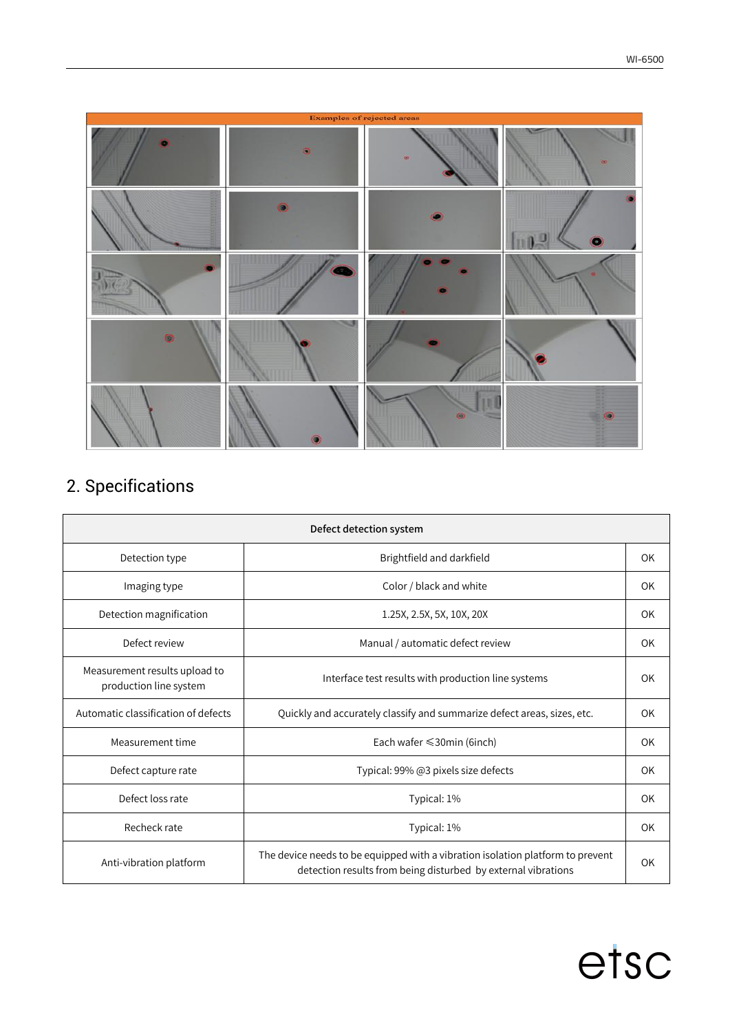Examples of rejected areas

## 2. Specifications

| Defect detection system | | |
|---|---|---|
| Detection type | Brightfield and darkfield | OK |
| Imaging type | Color / black and white | OK |
| Detection magnification | 1.25X, 2.5X, 5X, 10X, 20X | OK |
| Defect review | Manual / automatic defect review | OK |
| Measurement results upload to production line system | Interface test results with production line systems | OK |
| Automatic classification of defects | Quickly and accurately classify and summarize defect areas, sizes, etc. | OK |
| Measurement time | Each wafer ≤30min (6inch) | OK |
| Defect capture rate | Typical: 99% @3 pixels size defects | OK |
| Defect loss rate | Typical: 1% | OK |
| Recheck rate | Typical: 1% | OK |
| Anti-vibration platform | The device needs to be equipped with a vibration isolation platform to prevent detection results from being disturbed by external vibrations | OK |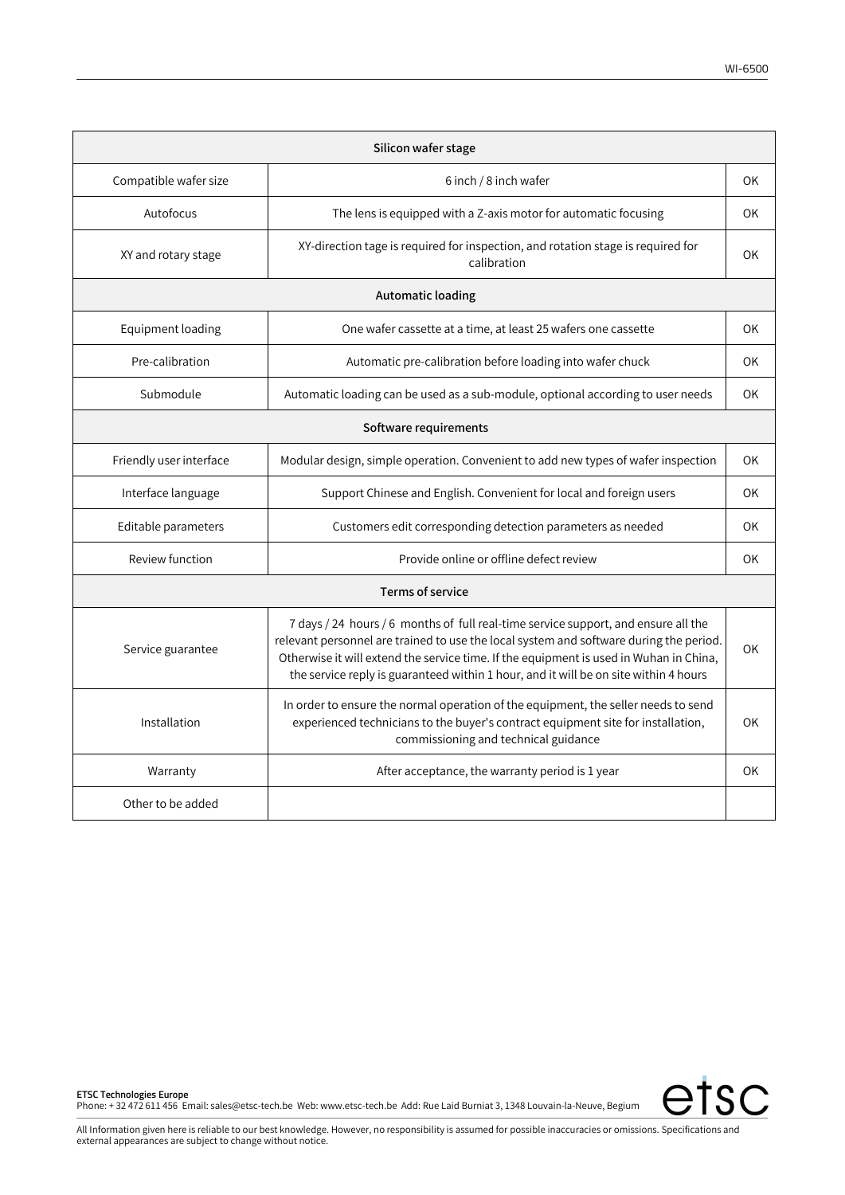| | | |
|---|---|---|
| **Silicon wafer stage** | | |
| Compatible wafer size | 6 inch / 8 inch wafer | OK |
| Autofocus | The lens is equipped with a Z-axis motor for automatic focusing | OK |
| XY and rotary stage | XY-direction tage is required for inspection, and rotation stage is required for calibration | OK |
| **Automatic loading** | | |
| Equipment loading | One wafer cassette at a time, at least 25 wafers one cassette | OK |
| Pre-calibration | Automatic pre-calibration before loading into wafer chuck | OK |
| Submodule | Automatic loading can be used as a sub-module, optional according to user needs | OK |
| **Software requirements** | | |
| Friendly user interface | Modular design, simple operation. Convenient to add new types of wafer inspection | OK |
| Interface language | Support Chinese and English. Convenient for local and foreign users | OK |
| Editable parameters | Customers edit corresponding detection parameters as needed | OK |
| Review function | Provide online or offline defect review | OK |
| **Terms of service** | | |
| Service guarantee | 7 days / 24 hours / 6 months of full real-time service support, and ensure all the relevant personnel are trained to use the local system and software during the period. Otherwise it will extend the service time. If the equipment is used in Wuhan in China, the service reply is guaranteed within 1 hour, and it will be on site within 4 hours | OK |
| Installation | In order to ensure the normal operation of the equipment, the seller needs to send experienced technicians to the buyer's contract equipment site for installation, commissioning and technical guidance | OK |
| Warranty | After acceptance, the warranty period is 1 year | OK |
| Other to be added | | |

**ETSC Technologies Europe**
Phone: + 32 472 611 456 Email: sales@etsc-tech.be Web: www.etsc-tech.be Add: Rue Laid Burniat 3, 1348 Louvain-la-Neuve, Begium

All Information given here is reliable to our best knowledge. However, no responsibility is assumed for possible inaccuracies or omissions. Specifications and external appearances are subject to change without notice.